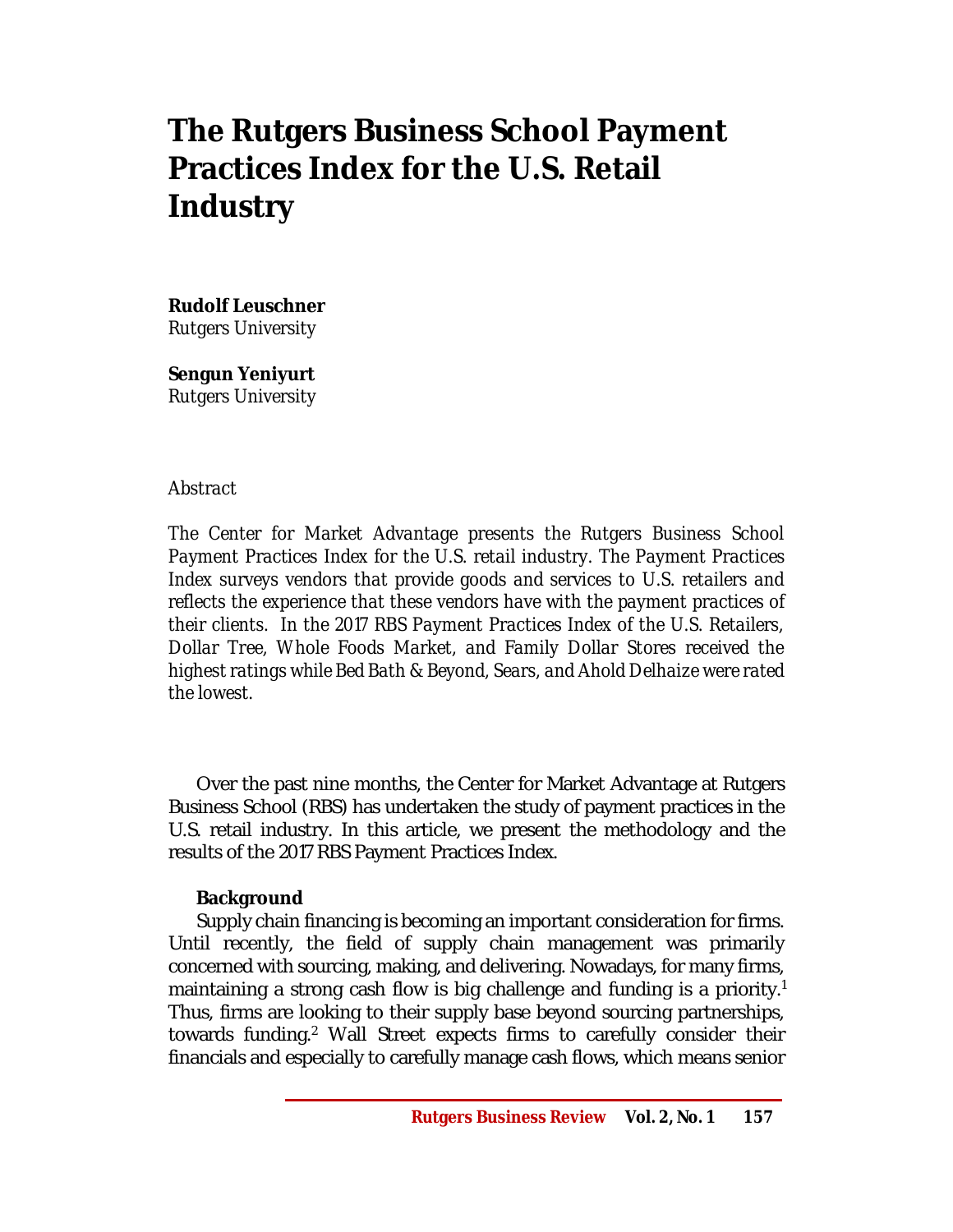# The Rutgers Business School Payment Practices Index for the U.S. Retail Industry

**Rudolf Leuschner**
*Rutgers University*

**Sengun Yeniyurt**
*Rutgers University*

*Abstract*

*The Center for Market Advantage presents the Rutgers Business School Payment Practices Index for the U.S. retail industry. The Payment Practices Index surveys vendors that provide goods and services to U.S. retailers and reflects the experience that these vendors have with the payment practices of their clients. In the 2017 RBS Payment Practices Index of the U.S. Retailers, Dollar Tree, Whole Foods Market, and Family Dollar Stores received the highest ratings while Bed Bath & Beyond, Sears, and Ahold Delhaize were rated the lowest.*

Over the past nine months, the Center for Market Advantage at Rutgers Business School (RBS) has undertaken the study of payment practices in the U.S. retail industry. In this article, we present the methodology and the results of the 2017 RBS Payment Practices Index.

### Background

Supply chain financing is becoming an important consideration for firms. Until recently, the field of supply chain management was primarily concerned with sourcing, making, and delivering. Nowadays, for many firms, maintaining a strong cash flow is big challenge and funding is a priority.[1] Thus, firms are looking to their supply base beyond sourcing partnerships, towards funding.[2] Wall Street expects firms to carefully consider their financials and especially to carefully manage cash flows, which means senior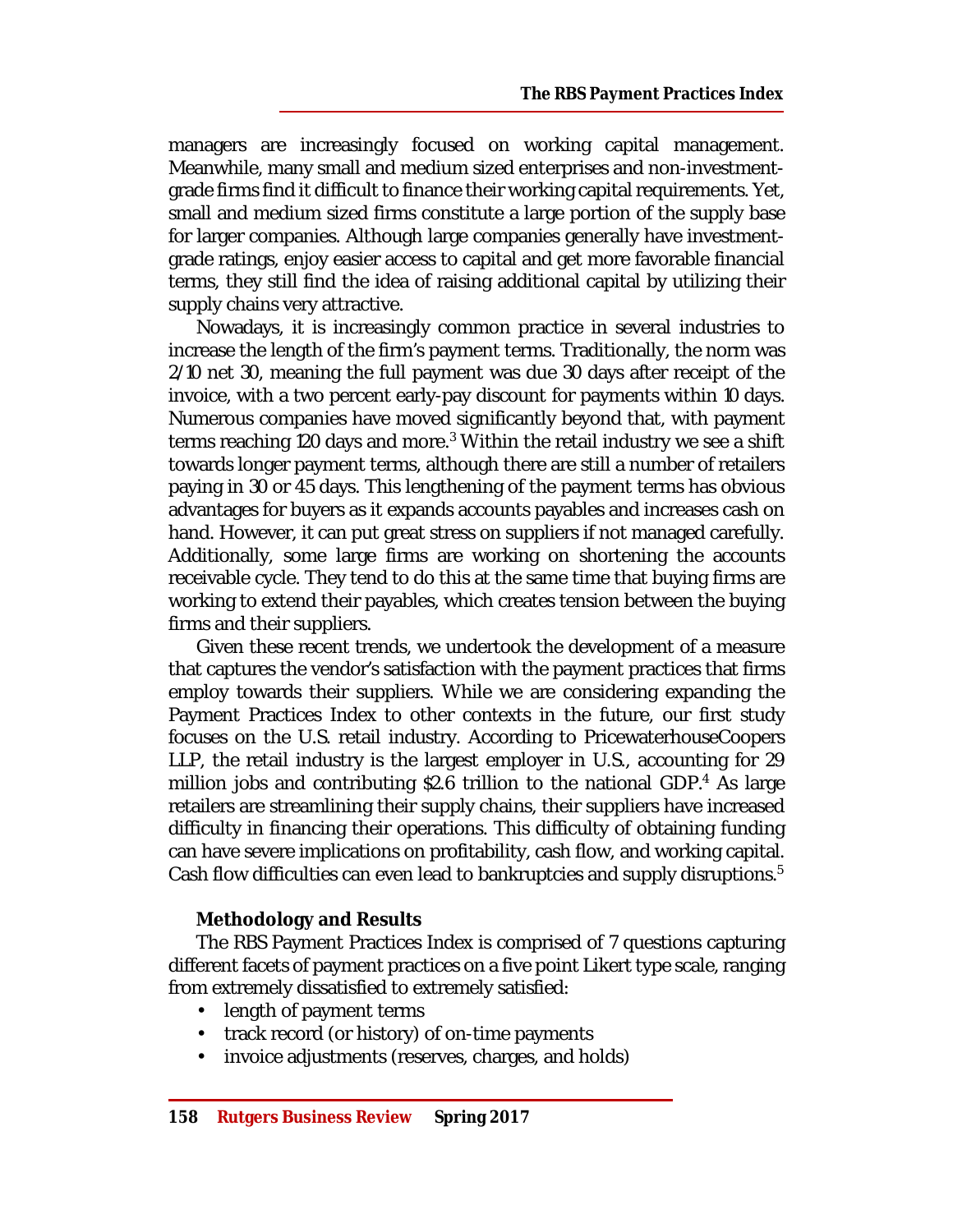managers are increasingly focused on working capital management. Meanwhile, many small and medium sized enterprises and non-investment-grade firms find it difficult to finance their working capital requirements. Yet, small and medium sized firms constitute a large portion of the supply base for larger companies. Although large companies generally have investment-grade ratings, enjoy easier access to capital and get more favorable financial terms, they still find the idea of raising additional capital by utilizing their supply chains very attractive.

Nowadays, it is increasingly common practice in several industries to increase the length of the firm's payment terms. Traditionally, the norm was 2/10 net 30, meaning the full payment was due 30 days after receipt of the invoice, with a two percent early-pay discount for payments within 10 days. Numerous companies have moved significantly beyond that, with payment terms reaching 120 days and more.[3] Within the retail industry we see a shift towards longer payment terms, although there are still a number of retailers paying in 30 or 45 days. This lengthening of the payment terms has obvious advantages for buyers as it expands accounts payables and increases cash on hand. However, it can put great stress on suppliers if not managed carefully. Additionally, some large firms are working on shortening the accounts receivable cycle. They tend to do this at the same time that buying firms are working to extend their payables, which creates tension between the buying firms and their suppliers.

Given these recent trends, we undertook the development of a measure that captures the vendor's satisfaction with the payment practices that firms employ towards their suppliers. While we are considering expanding the Payment Practices Index to other contexts in the future, our first study focuses on the U.S. retail industry. According to PricewaterhouseCoopers LLP, the retail industry is the largest employer in U.S., accounting for 29 million jobs and contributing $2.6 trillion to the national GDP.[4] As large retailers are streamlining their supply chains, their suppliers have increased difficulty in financing their operations. This difficulty of obtaining funding can have severe implications on profitability, cash flow, and working capital. Cash flow difficulties can even lead to bankruptcies and supply disruptions.[5]

### Methodology and Results

The RBS Payment Practices Index is comprised of 7 questions capturing different facets of payment practices on a five point Likert type scale, ranging from extremely dissatisfied to extremely satisfied:

- length of payment terms
- track record (or history) of on-time payments
- invoice adjustments (reserves, charges, and holds)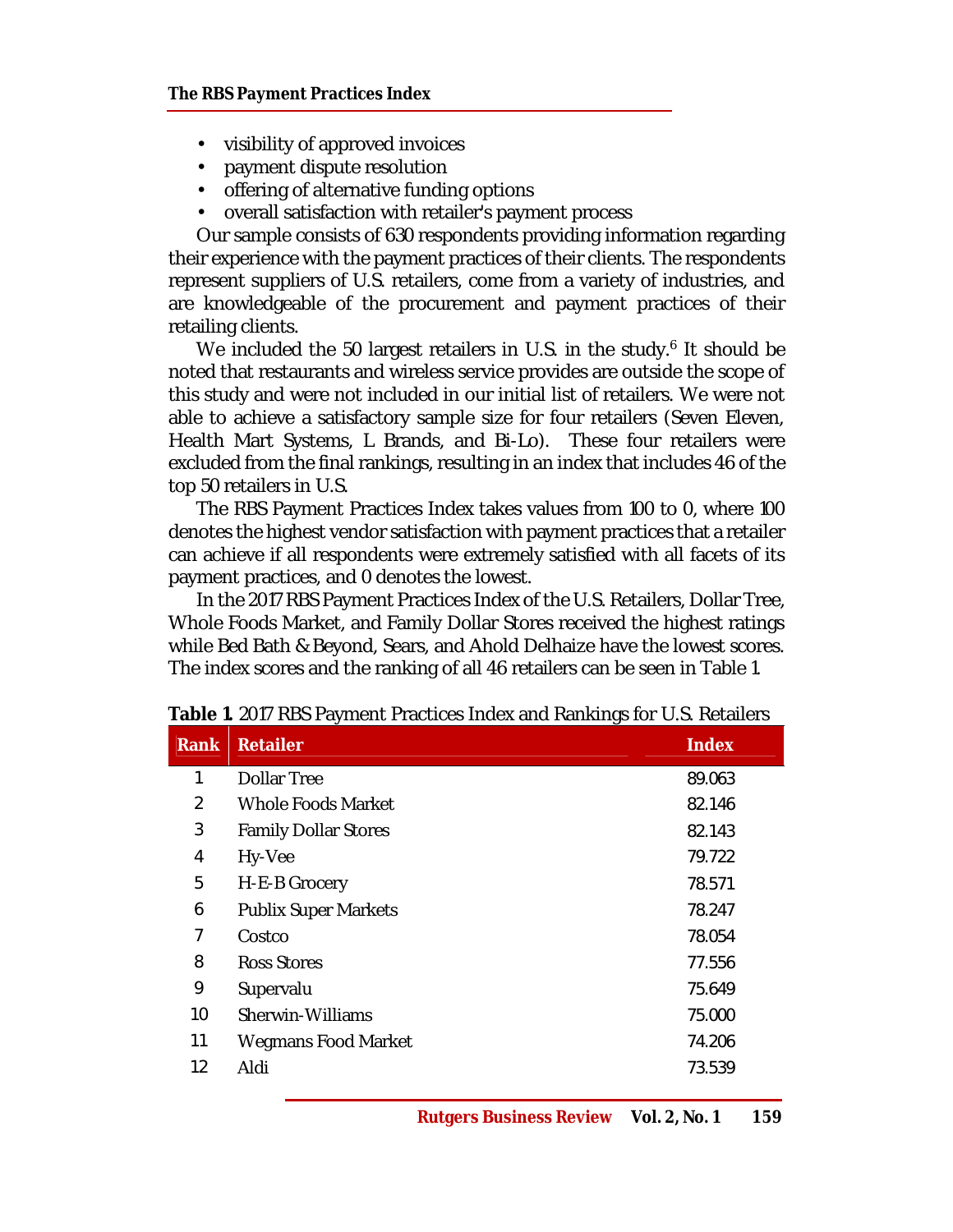- visibility of approved invoices
- payment dispute resolution
- offering of alternative funding options
- overall satisfaction with retailer's payment process

Our sample consists of 630 respondents providing information regarding their experience with the payment practices of their clients. The respondents represent suppliers of U.S. retailers, come from a variety of industries, and are knowledgeable of the procurement and payment practices of their retailing clients.

We included the 50 largest retailers in U.S. in the study.[6] It should be noted that restaurants and wireless service provides are outside the scope of this study and were not included in our initial list of retailers. We were not able to achieve a satisfactory sample size for four retailers (Seven Eleven, Health Mart Systems, L Brands, and Bi-Lo). These four retailers were excluded from the final rankings, resulting in an index that includes 46 of the top 50 retailers in U.S.

The RBS Payment Practices Index takes values from 100 to 0, where 100 denotes the highest vendor satisfaction with payment practices that a retailer can achieve if all respondents were extremely satisfied with all facets of its payment practices, and 0 denotes the lowest.

In the 2017 RBS Payment Practices Index of the U.S. Retailers, Dollar Tree, Whole Foods Market, and Family Dollar Stores received the highest ratings while Bed Bath & Beyond, Sears, and Ahold Delhaize have the lowest scores. The index scores and the ranking of all 46 retailers can be seen in Table 1.

**Table 1**. 2017 RBS Payment Practices Index and Rankings for U.S. Retailers

| Rank | Retailer | Index |
|---|---|---|
| 1 | Dollar Tree | 89.063 |
| 2 | Whole Foods Market | 82.146 |
| 3 | Family Dollar Stores | 82.143 |
| 4 | Hy-Vee | 79.722 |
| 5 | H-E-B Grocery | 78.571 |
| 6 | Publix Super Markets | 78.247 |
| 7 | Costco | 78.054 |
| 8 | Ross Stores | 77.556 |
| 9 | Supervalu | 75.649 |
| 10 | Sherwin-Williams | 75.000 |
| 11 | Wegmans Food Market | 74.206 |
| 12 | Aldi | 73.539 |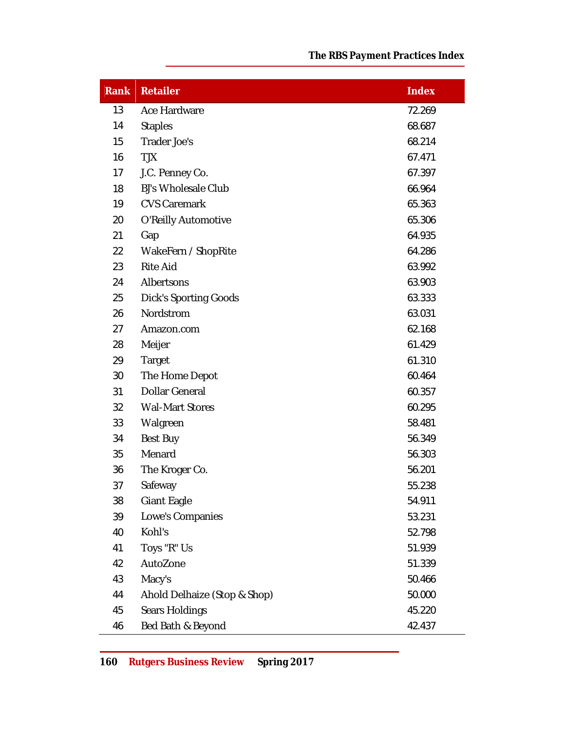| Rank | Retailer | Index |
|---|---|---|
| 13 | Ace Hardware | 72.269 |
| 14 | Staples | 68.687 |
| 15 | Trader Joe's | 68.214 |
| 16 | TJX | 67.471 |
| 17 | J.C. Penney Co. | 67.397 |
| 18 | BJ's Wholesale Club | 66.964 |
| 19 | CVS Caremark | 65.363 |
| 20 | O'Reilly Automotive | 65.306 |
| 21 | Gap | 64.935 |
| 22 | WakeFern / ShopRite | 64.286 |
| 23 | Rite Aid | 63.992 |
| 24 | Albertsons | 63.903 |
| 25 | Dick's Sporting Goods | 63.333 |
| 26 | Nordstrom | 63.031 |
| 27 | Amazon.com | 62.168 |
| 28 | Meijer | 61.429 |
| 29 | Target | 61.310 |
| 30 | The Home Depot | 60.464 |
| 31 | Dollar General | 60.357 |
| 32 | Wal-Mart Stores | 60.295 |
| 33 | Walgreen | 58.481 |
| 34 | Best Buy | 56.349 |
| 35 | Menard | 56.303 |
| 36 | The Kroger Co. | 56.201 |
| 37 | Safeway | 55.238 |
| 38 | Giant Eagle | 54.911 |
| 39 | Lowe's Companies | 53.231 |
| 40 | Kohl's | 52.798 |
| 41 | Toys "R" Us | 51.939 |
| 42 | AutoZone | 51.339 |
| 43 | Macy's | 50.466 |
| 44 | Ahold Delhaize (Stop & Shop) | 50.000 |
| 45 | Sears Holdings | 45.220 |
| 46 | Bed Bath & Beyond | 42.437 |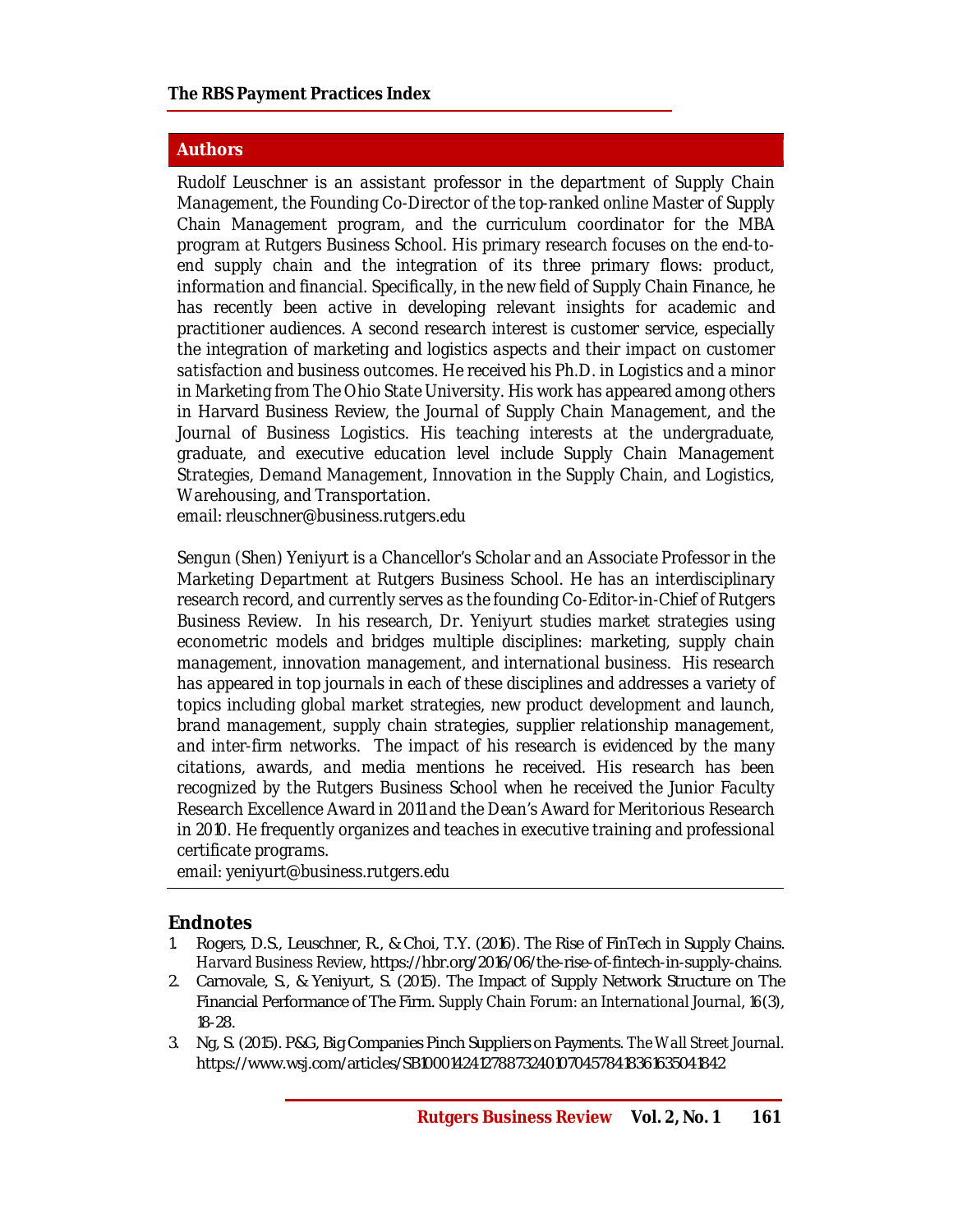## Authors

Rudolf Leuschner is an assistant professor in the department of Supply Chain Management, the Founding Co-Director of the top-ranked online Master of Supply Chain Management program, and the curriculum coordinator for the MBA program at Rutgers Business School. His primary research focuses on the end-to-end supply chain and the integration of its three primary flows: product, information and financial. Specifically, in the new field of Supply Chain Finance, he has recently been active in developing relevant insights for academic and practitioner audiences. A second research interest is customer service, especially the integration of marketing and logistics aspects and their impact on customer satisfaction and business outcomes. He received his Ph.D. in Logistics and a minor in Marketing from The Ohio State University. His work has appeared among others in Harvard Business Review, the Journal of Supply Chain Management, and the Journal of Business Logistics. His teaching interests at the undergraduate, graduate, and executive education level include Supply Chain Management Strategies, Demand Management, Innovation in the Supply Chain, and Logistics, Warehousing, and Transportation.
email: rleuschner@business.rutgers.edu

Sengun (Shen) Yeniyurt is a Chancellor's Scholar and an Associate Professor in the Marketing Department at Rutgers Business School. He has an interdisciplinary research record, and currently serves as the founding Co-Editor-in-Chief of Rutgers Business Review. In his research, Dr. Yeniyurt studies market strategies using econometric models and bridges multiple disciplines: marketing, supply chain management, innovation management, and international business. His research has appeared in top journals in each of these disciplines and addresses a variety of topics including global market strategies, new product development and launch, brand management, supply chain strategies, supplier relationship management, and inter-firm networks. The impact of his research is evidenced by the many citations, awards, and media mentions he received. His research has been recognized by the Rutgers Business School when he received the Junior Faculty Research Excellence Award in 2011 and the Dean's Award for Meritorious Research in 2010. He frequently organizes and teaches in executive training and professional certificate programs.
email: yeniyurt@business.rutgers.edu

## Endnotes

1. Rogers, D.S., Leuschner, R., & Choi, T.Y. (2016). The Rise of FinTech in Supply Chains. *Harvard Business Review*, https://hbr.org/2016/06/the-rise-of-fintech-in-supply-chains.
2. Carnovale, S., & Yeniyurt, S. (2015). The Impact of Supply Network Structure on The Financial Performance of The Firm. *Supply Chain Forum: an International Journal*, 16(3), 18-28.
3. Ng, S. (2015). P&G, Big Companies Pinch Suppliers on Payments. *The Wall Street Journal*. https://www.wsj.com/articles/SB10001424127887324010704578418361635041842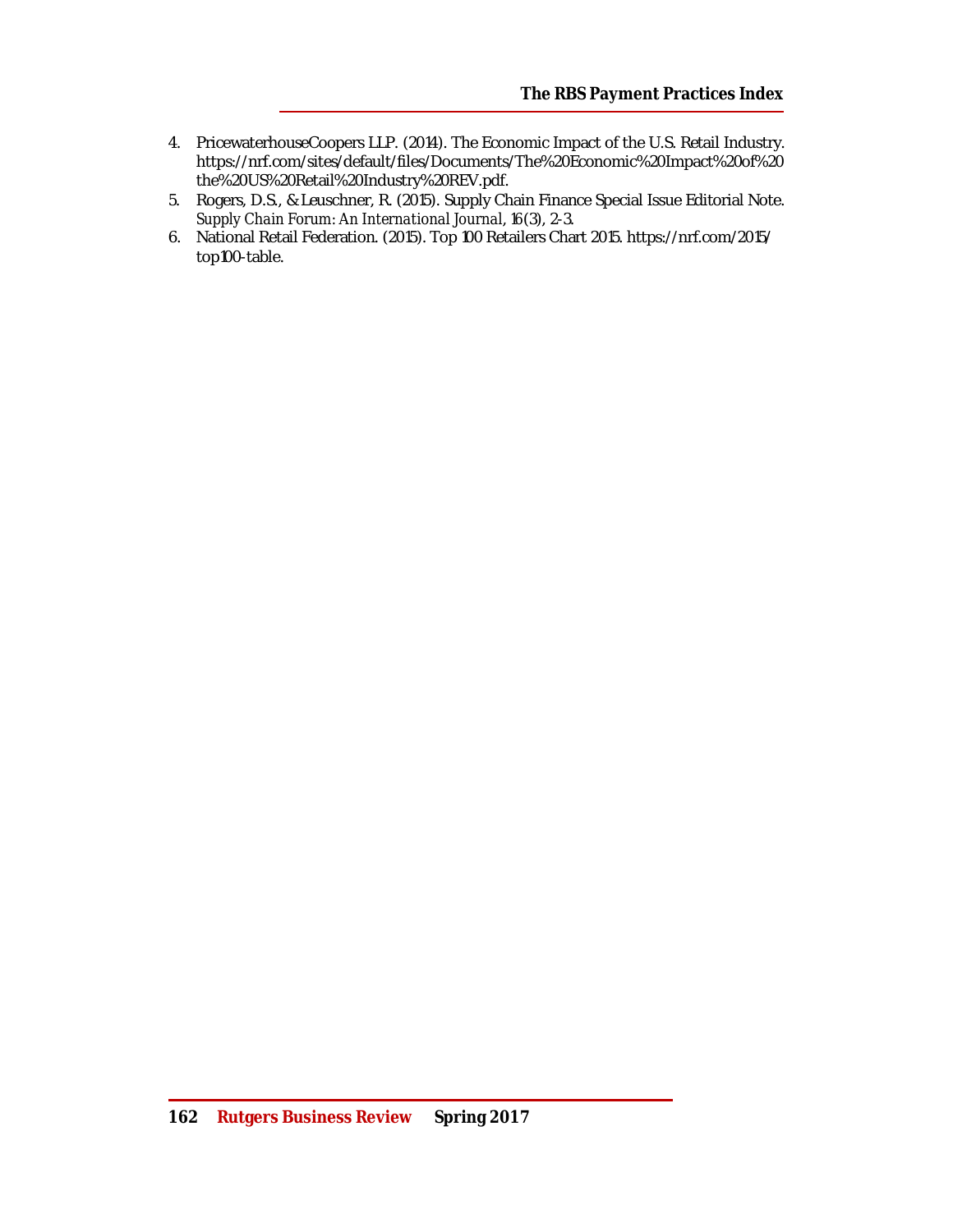4. PricewaterhouseCoopers LLP. (2014). The Economic Impact of the U.S. Retail Industry. https://nrf.com/sites/default/files/Documents/The%20Economic%20Impact%20of%20the%20US%20Retail%20Industry%20REV.pdf.
5. Rogers, D.S., & Leuschner, R. (2015). Supply Chain Finance Special Issue Editorial Note. *Supply Chain Forum: An International Journal*, 16(3), 2-3.
6. National Retail Federation. (2015). Top 100 Retailers Chart 2015. https://nrf.com/2015/top100-table.